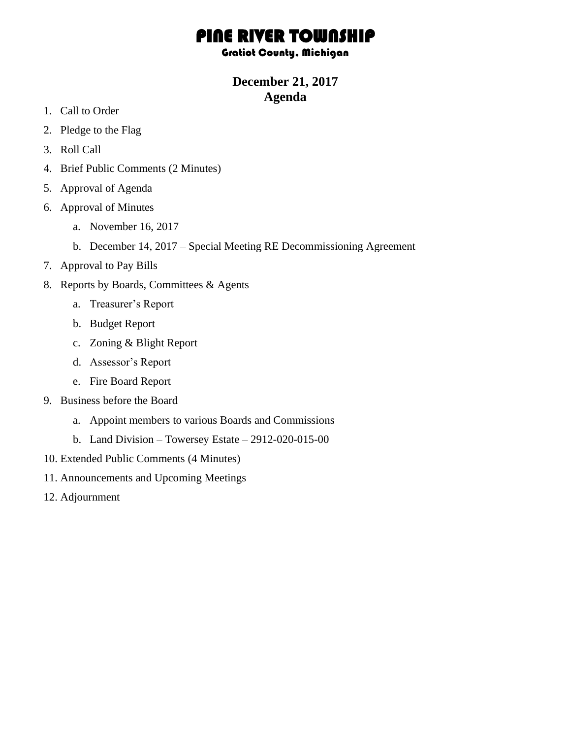# PINE RIVER TOWNSHIP

## Gratiot County, Michigan

**December 21, 2017**
**Agenda**

1. Call to Order
2. Pledge to the Flag
3. Roll Call
4. Brief Public Comments (2 Minutes)
5. Approval of Agenda
6. Approval of Minutes
   a. November 16, 2017
   b. December 14, 2017 – Special Meeting RE Decommissioning Agreement
7. Approval to Pay Bills
8. Reports by Boards, Committees & Agents
   a. Treasurer's Report
   b. Budget Report
   c. Zoning & Blight Report
   d. Assessor's Report
   e. Fire Board Report
9. Business before the Board
   a. Appoint members to various Boards and Commissions
   b. Land Division – Towersey Estate – 2912-020-015-00
10. Extended Public Comments (4 Minutes)
11. Announcements and Upcoming Meetings
12. Adjournment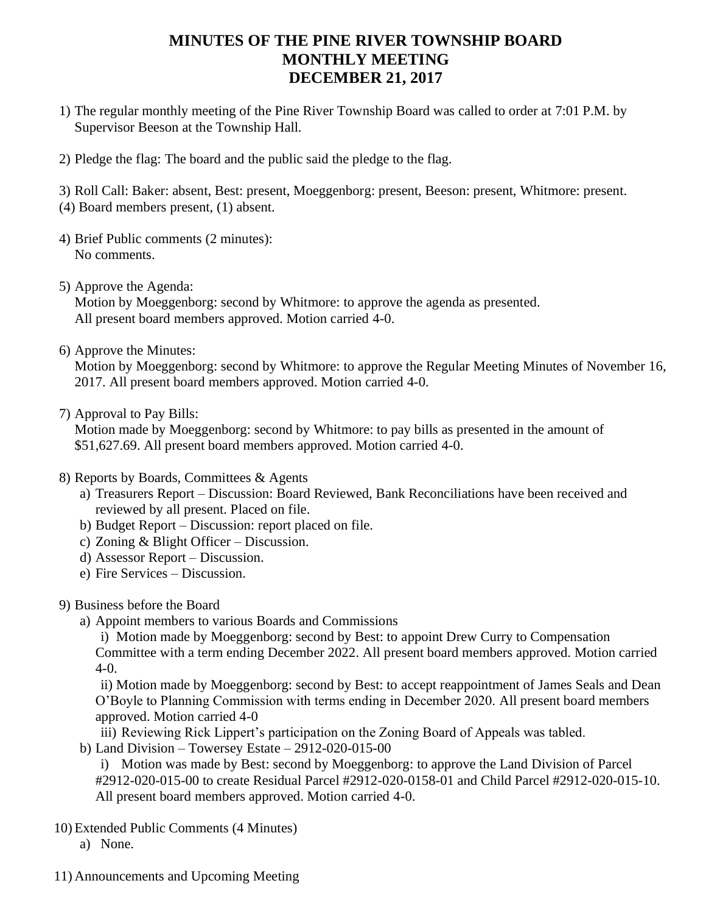# MINUTES OF THE PINE RIVER TOWNSHIP BOARD MONTHLY MEETING DECEMBER 21, 2017

1) The regular monthly meeting of the Pine River Township Board was called to order at 7:01 P.M. by Supervisor Beeson at the Township Hall.

2) Pledge the flag: The board and the public said the pledge to the flag.

3) Roll Call: Baker: absent, Best: present, Moeggenborg: present, Beeson: present, Whitmore: present.
(4) Board members present, (1) absent.

4) Brief Public comments (2 minutes):
   No comments.

5) Approve the Agenda:
   Motion by Moeggenborg: second by Whitmore: to approve the agenda as presented.
   All present board members approved. Motion carried 4-0.

6) Approve the Minutes:
   Motion by Moeggenborg: second by Whitmore: to approve the Regular Meeting Minutes of November 16, 2017. All present board members approved. Motion carried 4-0.

7) Approval to Pay Bills:
   Motion made by Moeggenborg: second by Whitmore: to pay bills as presented in the amount of $51,627.69. All present board members approved. Motion carried 4-0.

8) Reports by Boards, Committees & Agents
   a) Treasurers Report – Discussion: Board Reviewed, Bank Reconciliations have been received and reviewed by all present. Placed on file.
   b) Budget Report – Discussion: report placed on file.
   c) Zoning & Blight Officer – Discussion.
   d) Assessor Report – Discussion.
   e) Fire Services – Discussion.

9) Business before the Board
   a) Appoint members to various Boards and Commissions
      i) Motion made by Moeggenborg: second by Best: to appoint Drew Curry to Compensation Committee with a term ending December 2022. All present board members approved. Motion carried 4-0.
      ii) Motion made by Moeggenborg: second by Best: to accept reappointment of James Seals and Dean O'Boyle to Planning Commission with terms ending in December 2020. All present board members approved. Motion carried 4-0
      iii) Reviewing Rick Lippert's participation on the Zoning Board of Appeals was tabled.
   b) Land Division – Towersey Estate – 2912-020-015-00
      i) Motion was made by Best: second by Moeggenborg: to approve the Land Division of Parcel #2912-020-015-00 to create Residual Parcel #2912-020-0158-01 and Child Parcel #2912-020-015-10. All present board members approved. Motion carried 4-0.

10) Extended Public Comments (4 Minutes)
    a) None.

11) Announcements and Upcoming Meeting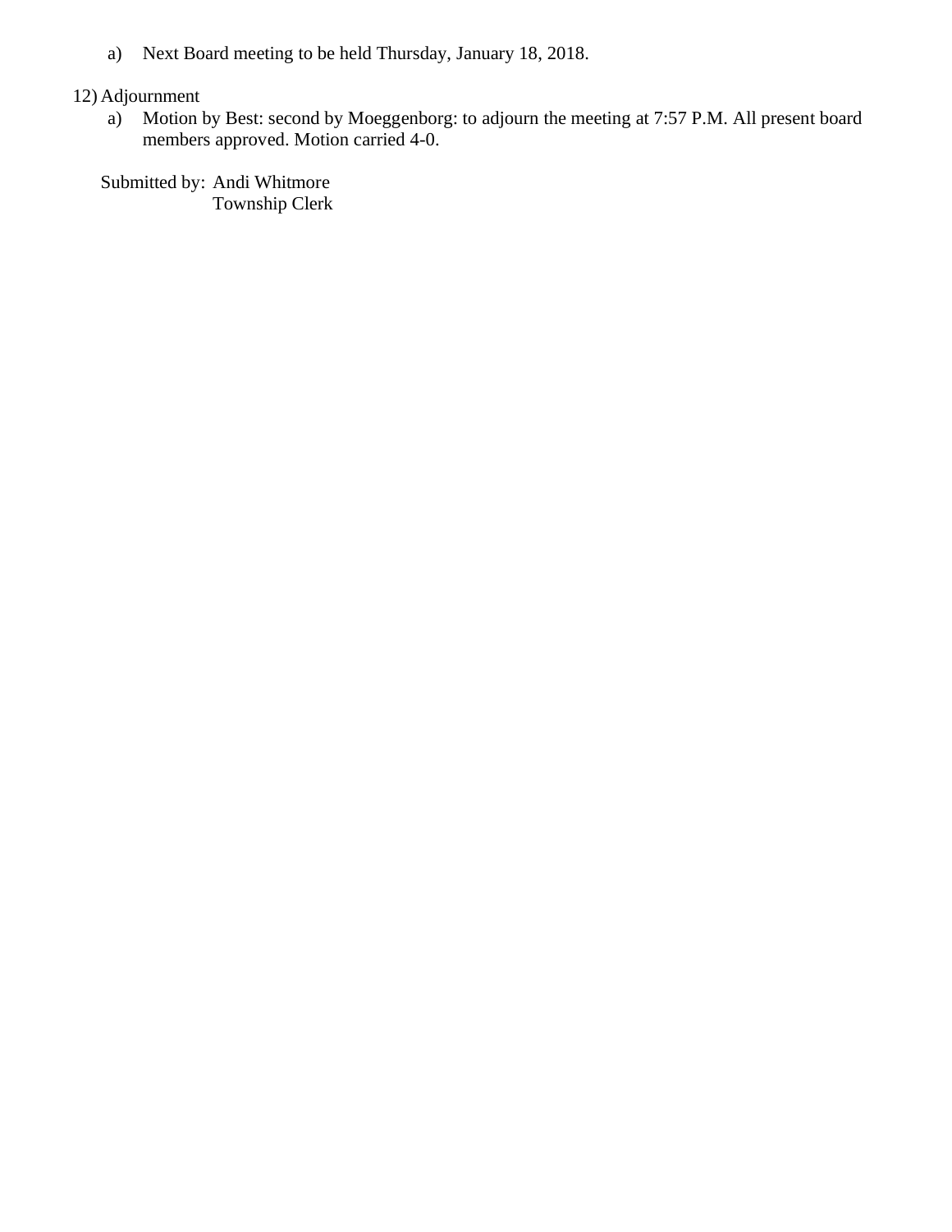a) Next Board meeting to be held Thursday, January 18, 2018.

12) Adjournment

a) Motion by Best: second by Moeggenborg: to adjourn the meeting at 7:57 P.M. All present board members approved. Motion carried 4-0.

Submitted by: Andi Whitmore
Township Clerk